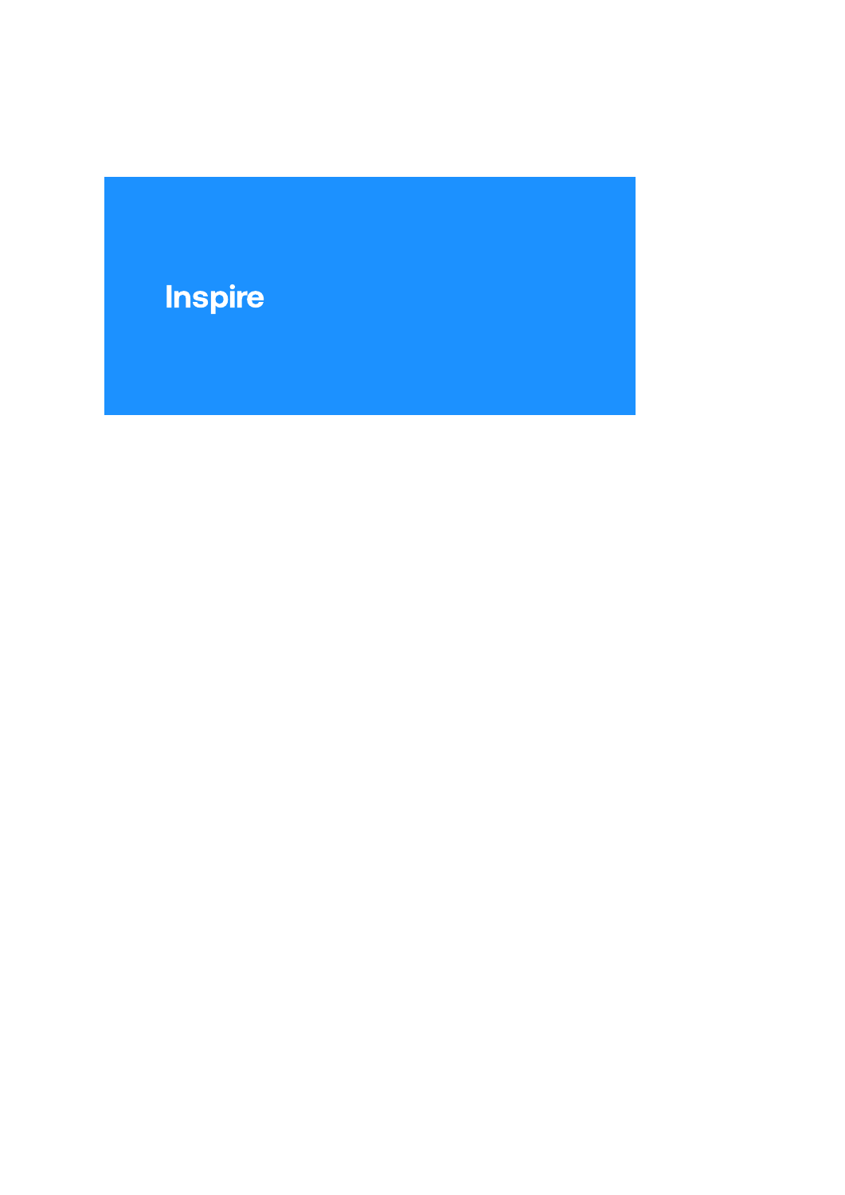# Inspire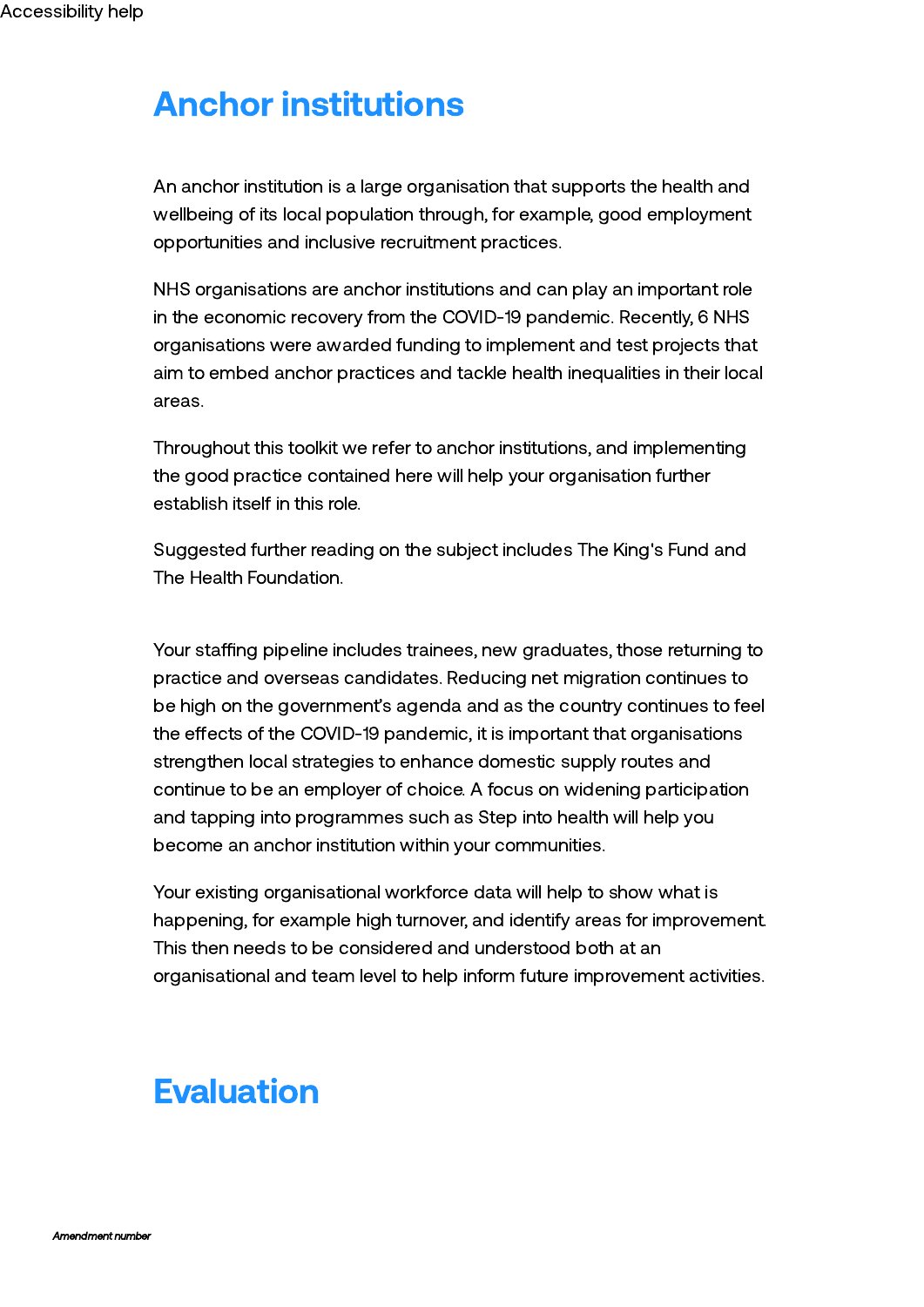# Anchor institutions

An anchor institution is a large organisation that supports the health and wellbeing of its local population through, for example, good employment opportunities and inclusive recruitment practices.

NHS organisations are anchor institutions and can play an important role in the economic recovery from the COVID-19 pandemic. Recently, 6 NHS organisations were awarded funding to implement and test projects that aim to embed anchor practices and tackle health inequalities in their local areas.

Throughout this toolkit we refer to anchor institutions, and implementing the good practice contained here will help your organisation further establish itself in this role.

Suggested further reading on the subject includes The King's Fund and The Health Foundation.

Your staffing pipeline includes trainees, new graduates, those returning to practice and overseas candidates. Reducing net migration continues to be high on the government's agenda and as the country continues to feel the effects of the COVID-19 pandemic, it is important that organisations strengthen local strategies to enhance domestic supply routes and continue to be an employer of choice. A focus on widening participation and tapping into programmes such as Step into health will help you become an anchor institution within your communities.

Your existing organisational workforce data will help to show what is happening, for example high turnover, and identify areas for improvement. This then needs to be considered and understood both at an organisational and team level to help inform future improvement activities.

# Evaluation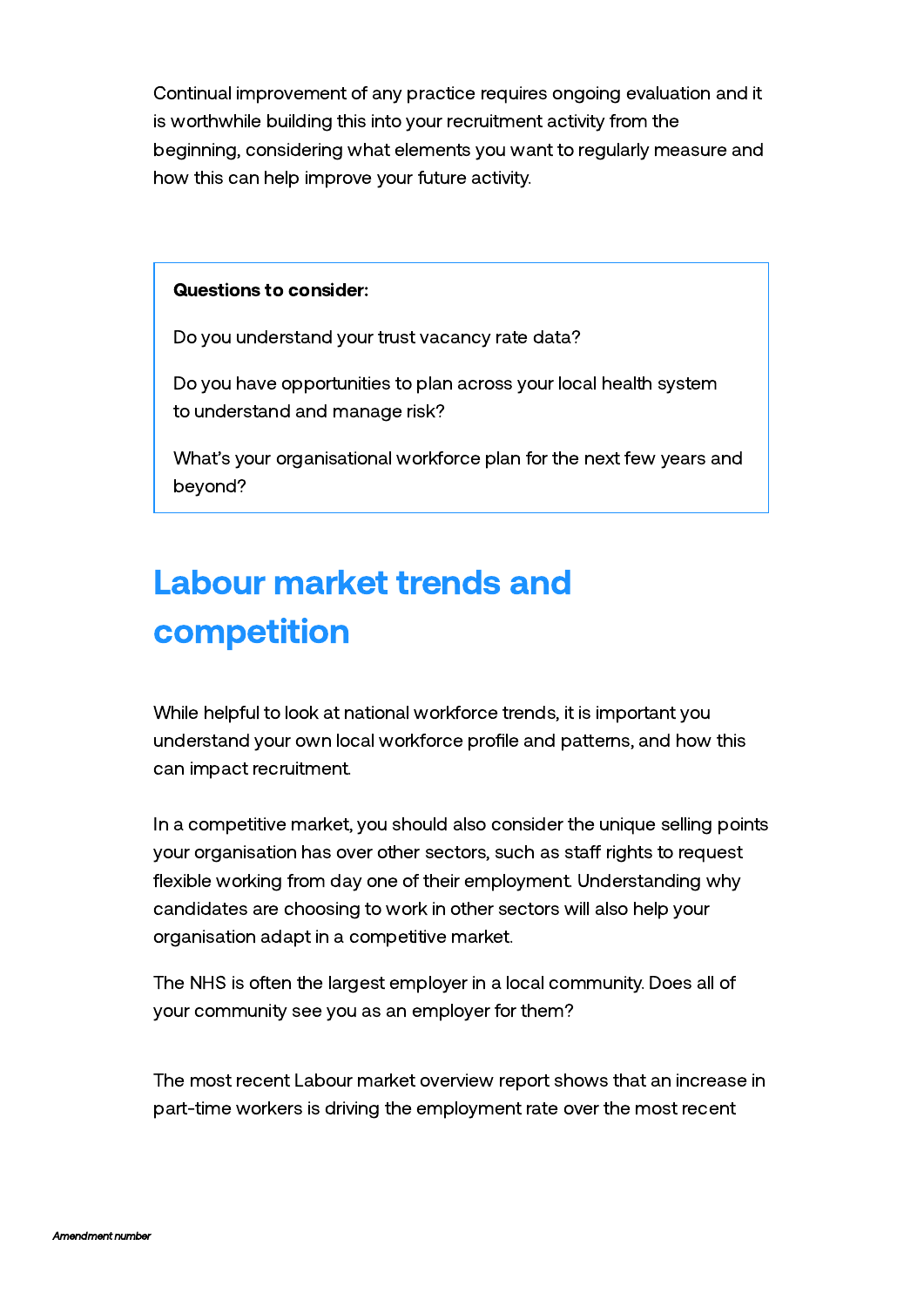Continual improvement of any practice requires ongoing evaluation and it is worthwhile building this into your recruitment activity from the beginning, considering what elements you want to regularly measure and how this can help improve your future activity.

> **Questions to consider:**
>
> Do you understand your trust vacancy rate data?
>
> Do you have opportunities to plan across your local health system to understand and manage risk?
>
> What's your organisational workforce plan for the next few years and beyond?

## Labour market trends and competition

While helpful to look at national workforce trends, it is important you understand your own local workforce profile and patterns, and how this can impact recruitment.

In a competitive market, you should also consider the unique selling points your organisation has over other sectors, such as staff rights to request flexible working from day one of their employment. Understanding why candidates are choosing to work in other sectors will also help your organisation adapt in a competitive market.

The NHS is often the largest employer in a local community. Does all of your community see you as an employer for them?

The most recent Labour market overview report shows that an increase in part-time workers is driving the employment rate over the most recent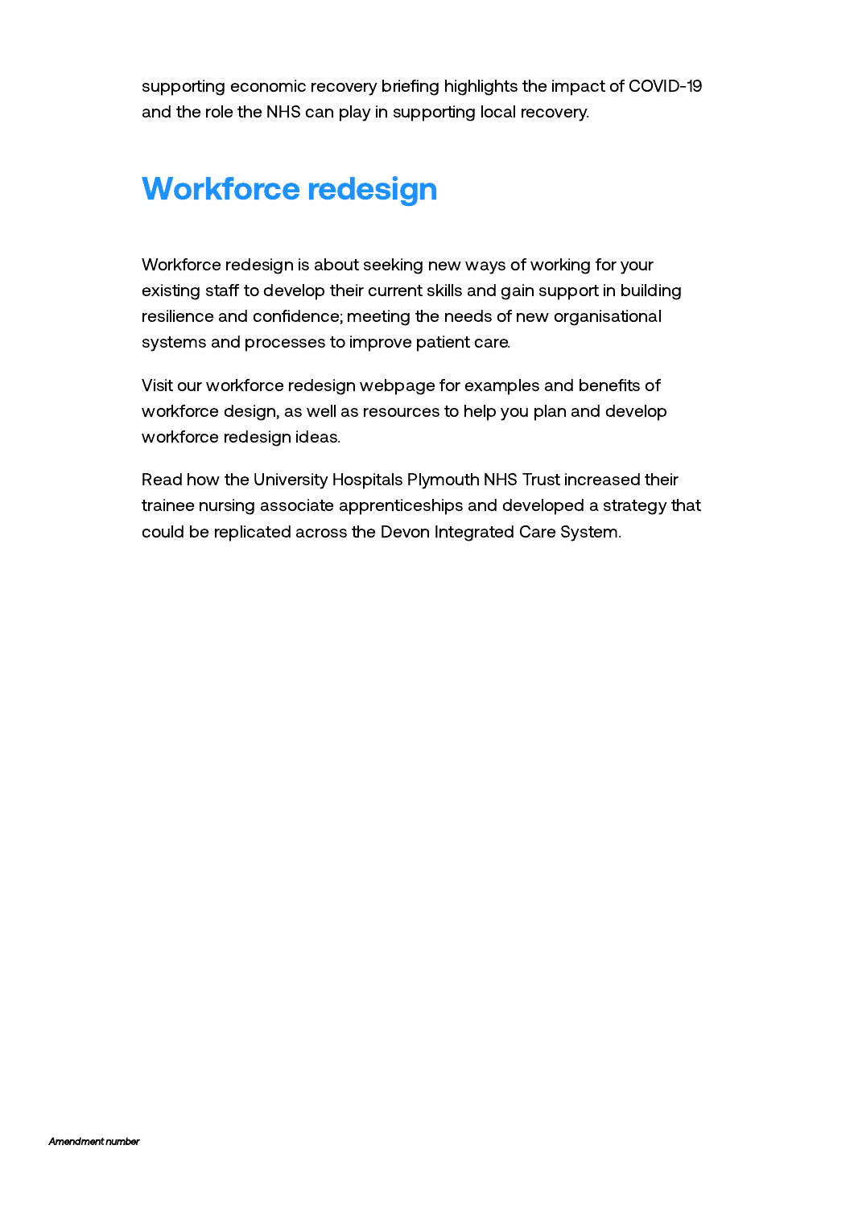supporting economic recovery briefing highlights the impact of COVID-19 and the role the NHS can play in supporting local recovery.

## Workforce redesign

Workforce redesign is about seeking new ways of working for your existing staff to develop their current skills and gain support in building resilience and confidence; meeting the needs of new organisational systems and processes to improve patient care.

Visit our workforce redesign webpage for examples and benefits of workforce design, as well as resources to help you plan and develop workforce redesign ideas.

Read how the University Hospitals Plymouth NHS Trust increased their trainee nursing associate apprenticeships and developed a strategy that could be replicated across the Devon Integrated Care System.